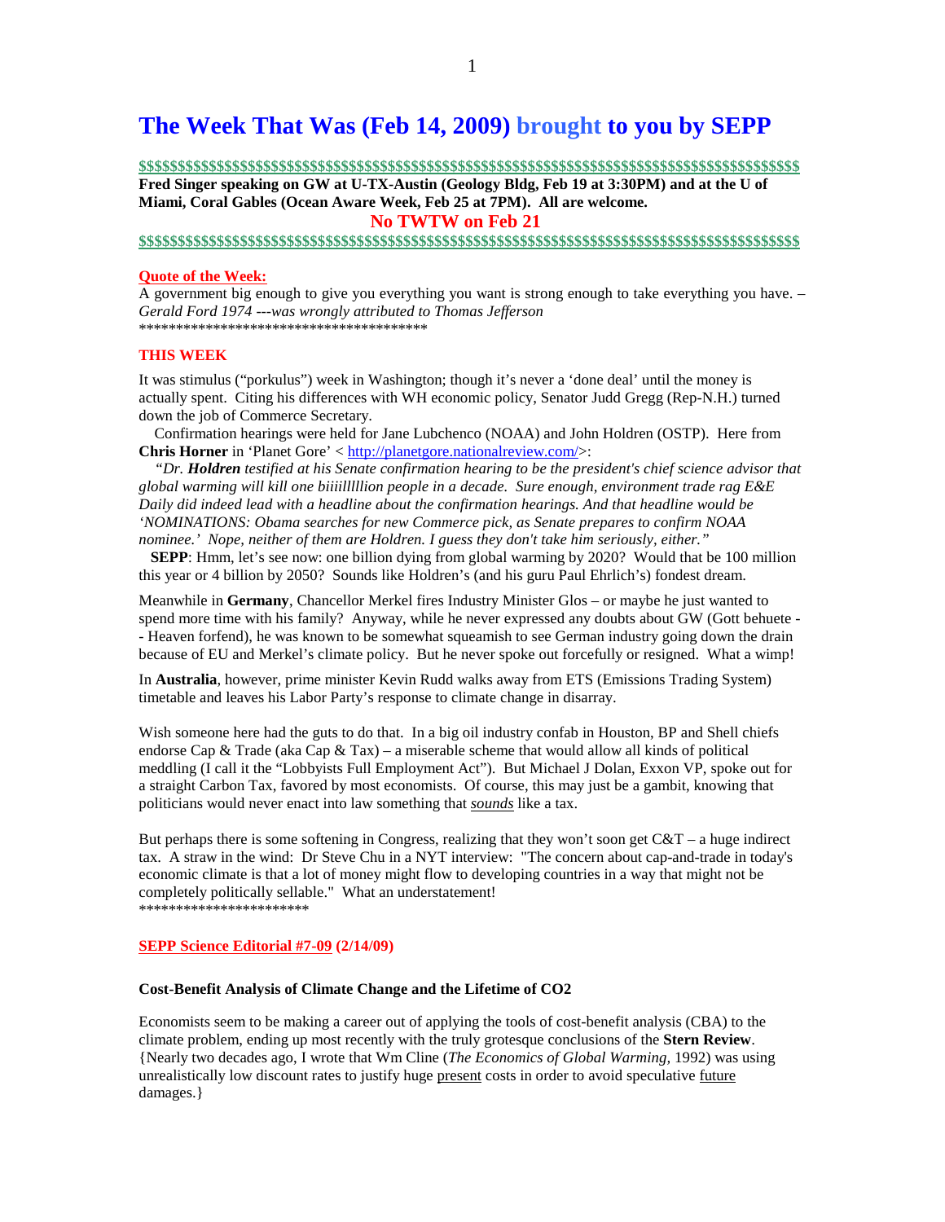# The Week That Was (Feb 14, 2009) brought to you by SEPP

$$$$$$$$$$$$$$$$$$$$$$$$$$$$$$$$$$$$$$$$$$$$$$$$$$$$$$$$$$$$$$$$$$$$$$$$$$$$$$$$$$$$$$$$$$$

**Fred Singer speaking on GW at U-TX-Austin (Geology Bldg, Feb 19 at 3:30PM) and at the U of Miami, Coral Gables (Ocean Aware Week, Feb 25 at 7PM). All are welcome.**

**No TWTW on Feb 21**

$$$$$$$$$$$$$$$$$$$$$$$$$$$$$$$$$$$$$$$$$$$$$$$$$$$$$$$$$$$$$$$$$$$$$$$$$$$$$$$$$$$$$$$$$$$$

**Quote of the Week:**

A government big enough to give you everything you want is strong enough to take everything you have. – *Gerald Ford 1974 ---was wrongly attributed to Thomas Jefferson*

****************************************

**THIS WEEK**

It was stimulus ("porkulus") week in Washington; though it's never a 'done deal' until the money is actually spent. Citing his differences with WH economic policy, Senator Judd Gregg (Rep-N.H.) turned down the job of Commerce Secretary.

Confirmation hearings were held for Jane Lubchenco (NOAA) and John Holdren (OSTP). Here from **Chris Horner** in 'Planet Gore' < http://planetgore.nationalreview.com/>:

*"Dr.* ***Holdren*** *testified at his Senate confirmation hearing to be the president's chief science advisor that global warming will kill one biiiillllion people in a decade. Sure enough, environment trade rag E&E Daily did indeed lead with a headline about the confirmation hearings. And that headline would be 'NOMINATIONS: Obama searches for new Commerce pick, as Senate prepares to confirm NOAA nominee.' Nope, neither of them are Holdren. I guess they don't take him seriously, either."*

**SEPP**: Hmm, let's see now: one billion dying from global warming by 2020? Would that be 100 million this year or 4 billion by 2050? Sounds like Holdren's (and his guru Paul Ehrlich's) fondest dream.

Meanwhile in **Germany**, Chancellor Merkel fires Industry Minister Glos – or maybe he just wanted to spend more time with his family? Anyway, while he never expressed any doubts about GW (Gott behuete -- Heaven forfend), he was known to be somewhat squeamish to see German industry going down the drain because of EU and Merkel's climate policy. But he never spoke out forcefully or resigned. What a wimp!

In **Australia**, however, prime minister Kevin Rudd walks away from ETS (Emissions Trading System) timetable and leaves his Labor Party's response to climate change in disarray.

Wish someone here had the guts to do that. In a big oil industry confab in Houston, BP and Shell chiefs endorse Cap & Trade (aka Cap & Tax) – a miserable scheme that would allow all kinds of political meddling (I call it the "Lobbyists Full Employment Act"). But Michael J Dolan, Exxon VP, spoke out for a straight Carbon Tax, favored by most economists. Of course, this may just be a gambit, knowing that politicians would never enact into law something that ***sounds*** like a tax.

But perhaps there is some softening in Congress, realizing that they won't soon get C&T – a huge indirect tax. A straw in the wind: Dr Steve Chu in a NYT interview: "The concern about cap-and-trade in today's economic climate is that a lot of money might flow to developing countries in a way that might not be completely politically sellable." What an understatement!

***********************

**SEPP Science Editorial #7-09 (2/14/09)**

**Cost-Benefit Analysis of Climate Change and the Lifetime of CO2**

Economists seem to be making a career out of applying the tools of cost-benefit analysis (CBA) to the climate problem, ending up most recently with the truly grotesque conclusions of the **Stern Review**. {Nearly two decades ago, I wrote that Wm Cline (*The Economics of Global Warming*, 1992) was using unrealistically low discount rates to justify huge present costs in order to avoid speculative future damages.}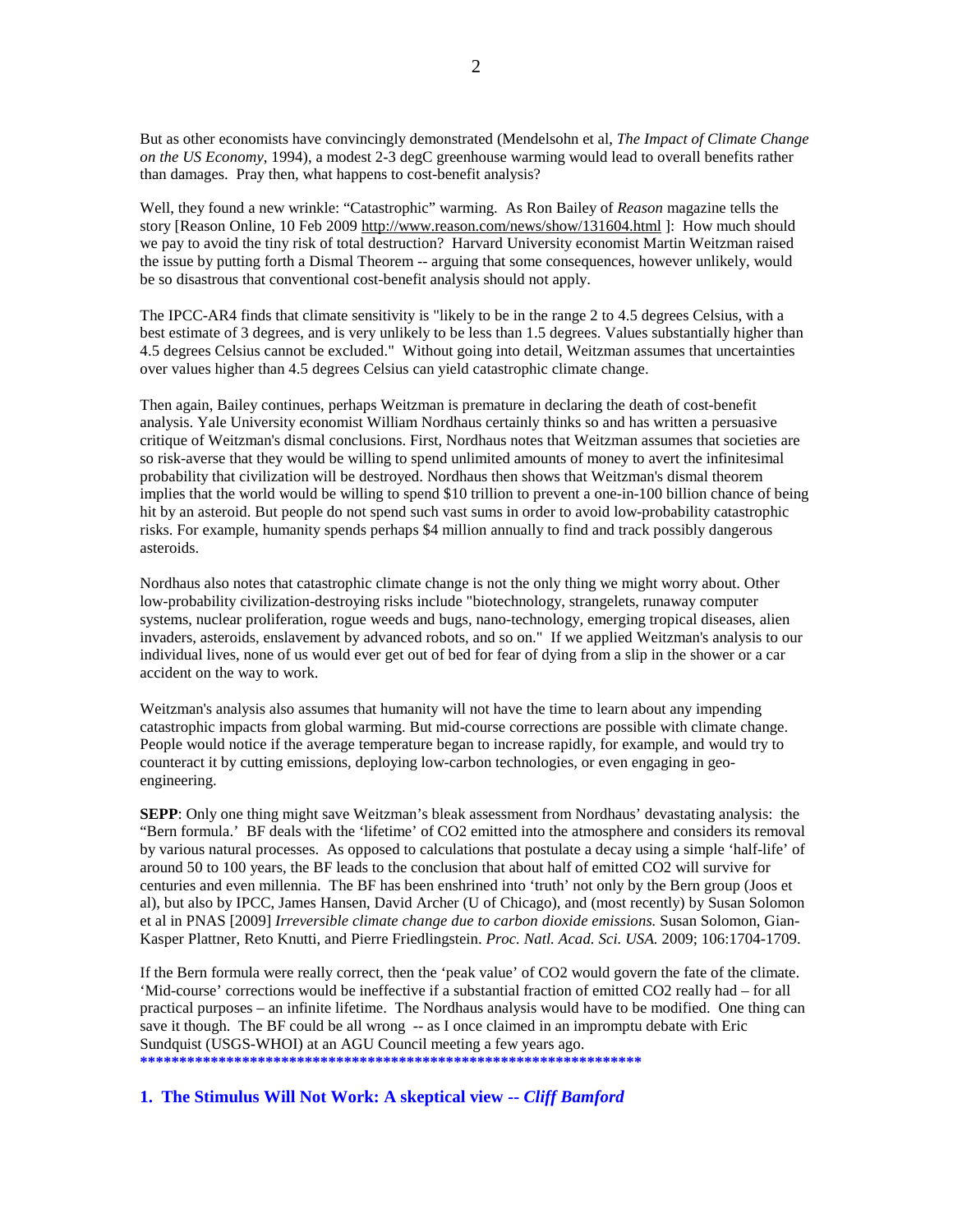But as other economists have convincingly demonstrated (Mendelsohn et al, *The Impact of Climate Change on the US Economy*, 1994), a modest 2-3 degC greenhouse warming would lead to overall benefits rather than damages. Pray then, what happens to cost-benefit analysis?

Well, they found a new wrinkle: "Catastrophic" warming. As Ron Bailey of *Reason* magazine tells the story [Reason Online, 10 Feb 2009 http://www.reason.com/news/show/131604.html ]: How much should we pay to avoid the tiny risk of total destruction? Harvard University economist Martin Weitzman raised the issue by putting forth a Dismal Theorem -- arguing that some consequences, however unlikely, would be so disastrous that conventional cost-benefit analysis should not apply.

The IPCC-AR4 finds that climate sensitivity is "likely to be in the range 2 to 4.5 degrees Celsius, with a best estimate of 3 degrees, and is very unlikely to be less than 1.5 degrees. Values substantially higher than 4.5 degrees Celsius cannot be excluded." Without going into detail, Weitzman assumes that uncertainties over values higher than 4.5 degrees Celsius can yield catastrophic climate change.

Then again, Bailey continues, perhaps Weitzman is premature in declaring the death of cost-benefit analysis. Yale University economist William Nordhaus certainly thinks so and has written a persuasive critique of Weitzman's dismal conclusions. First, Nordhaus notes that Weitzman assumes that societies are so risk-averse that they would be willing to spend unlimited amounts of money to avert the infinitesimal probability that civilization will be destroyed. Nordhaus then shows that Weitzman's dismal theorem implies that the world would be willing to spend $10 trillion to prevent a one-in-100 billion chance of being hit by an asteroid. But people do not spend such vast sums in order to avoid low-probability catastrophic risks. For example, humanity spends perhaps $4 million annually to find and track possibly dangerous asteroids.

Nordhaus also notes that catastrophic climate change is not the only thing we might worry about. Other low-probability civilization-destroying risks include "biotechnology, strangelets, runaway computer systems, nuclear proliferation, rogue weeds and bugs, nano-technology, emerging tropical diseases, alien invaders, asteroids, enslavement by advanced robots, and so on." If we applied Weitzman's analysis to our individual lives, none of us would ever get out of bed for fear of dying from a slip in the shower or a car accident on the way to work.

Weitzman's analysis also assumes that humanity will not have the time to learn about any impending catastrophic impacts from global warming. But mid-course corrections are possible with climate change. People would notice if the average temperature began to increase rapidly, for example, and would try to counteract it by cutting emissions, deploying low-carbon technologies, or even engaging in geo-engineering.

**SEPP**: Only one thing might save Weitzman's bleak assessment from Nordhaus' devastating analysis: the "Bern formula.' BF deals with the 'lifetime' of $CO_2$ emitted into the atmosphere and considers its removal by various natural processes. As opposed to calculations that postulate a decay using a simple 'half-life' of around 50 to 100 years, the BF leads to the conclusion that about half of emitted $CO_2$ will survive for centuries and even millennia. The BF has been enshrined into 'truth' not only by the Bern group (Joos et al), but also by IPCC, James Hansen, David Archer (U of Chicago), and (most recently) by Susan Solomon et al in PNAS [2009] *Irreversible climate change due to carbon dioxide emissions.* Susan Solomon, Gian-Kasper Plattner, Reto Knutti, and Pierre Friedlingstein. *Proc. Natl. Acad. Sci. USA.* 2009; 106:1704-1709.

If the Bern formula were really correct, then the 'peak value' of $CO_2$ would govern the fate of the climate. 'Mid-course' corrections would be ineffective if a substantial fraction of emitted $CO_2$ really had – for all practical purposes – an infinite lifetime. The Nordhaus analysis would have to be modified. One thing can save it though. The BF could be all wrong -- as I once claimed in an impromptu debate with Eric Sundquist (USGS-WHOI) at an AGU Council meeting a few years ago.

*******************************************************************

## 1. The Stimulus Will Not Work: A skeptical view -- *Cliff Bamford*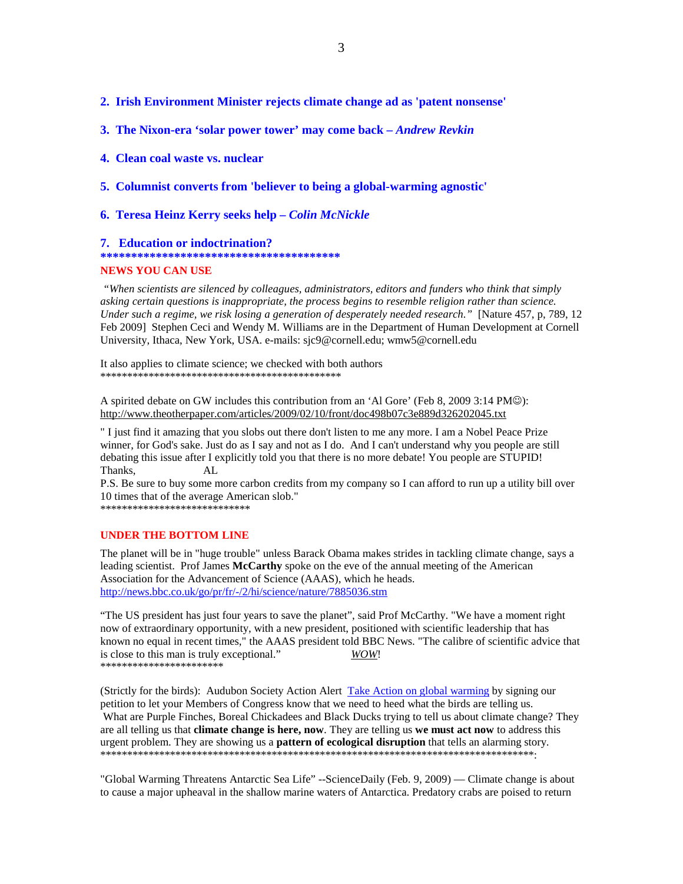2. **Irish Environment Minister rejects climate change ad as 'patent nonsense'**

3. **The Nixon-era 'solar power tower' may come back – *Andrew Revkin***

4. **Clean coal waste vs. nuclear**

5. **Columnist converts from 'believer to being a global-warming agnostic'**

6. **Teresa Heinz Kerry seeks help – *Colin McNickle***

7. **Education or indoctrination?**

****************************************

**NEWS YOU CAN USE**

*"When scientists are silenced by colleagues, administrators, editors and funders who think that simply asking certain questions is inappropriate, the process begins to resemble religion rather than science. Under such a regime, we risk losing a generation of desperately needed research."* [Nature 457, p, 789, 12 Feb 2009] Stephen Ceci and Wendy M. Williams are in the Department of Human Development at Cornell University, Ithaca, New York, USA. e-mails: sjc9@cornell.edu; wmw5@cornell.edu

It also applies to climate science; we checked with both authors

**********************************************

A spirited debate on GW includes this contribution from an 'Al Gore' (Feb 8, 2009 3:14 PM☺): http://www.theotherpaper.com/articles/2009/02/10/front/doc498b07c3e889d326202045.txt

" I just find it amazing that you slobs out there don't listen to me any more. I am a Nobel Peace Prize winner, for God's sake. Just do as I say and not as I do. And I can't understand why you people are still debating this issue after I explicitly told you that there is no more debate! You people are STUPID!
Thanks, AL
P.S. Be sure to buy some more carbon credits from my company so I can afford to run up a utility bill over 10 times that of the average American slob."

****************************

**UNDER THE BOTTOM LINE**

The planet will be in "huge trouble" unless Barack Obama makes strides in tackling climate change, says a leading scientist. Prof James **McCarthy** spoke on the eve of the annual meeting of the American Association for the Advancement of Science (AAAS), which he heads.
http://news.bbc.co.uk/go/pr/fr/-/2/hi/science/nature/7885036.stm

"The US president has just four years to save the planet", said Prof McCarthy. "We have a moment right now of extraordinary opportunity, with a new president, positioned with scientific leadership that has known no equal in recent times," the AAAS president told BBC News. "The calibre of scientific advice that is close to this man is truly exceptional." *WOW*!

***********************

(Strictly for the birds): Audubon Society Action Alert Take Action on global warming by signing our petition to let your Members of Congress know that we need to heed what the birds are telling us.
What are Purple Finches, Boreal Chickadees and Black Ducks trying to tell us about climate change? They are all telling us that **climate change is here, now**. They are telling us **we must act now** to address this urgent problem. They are showing us a **pattern of ecological disruption** that tells an alarming story.

***********************************************************************************:

"Global Warming Threatens Antarctic Sea Life" --ScienceDaily (Feb. 9, 2009) — Climate change is about to cause a major upheaval in the shallow marine waters of Antarctica. Predatory crabs are poised to return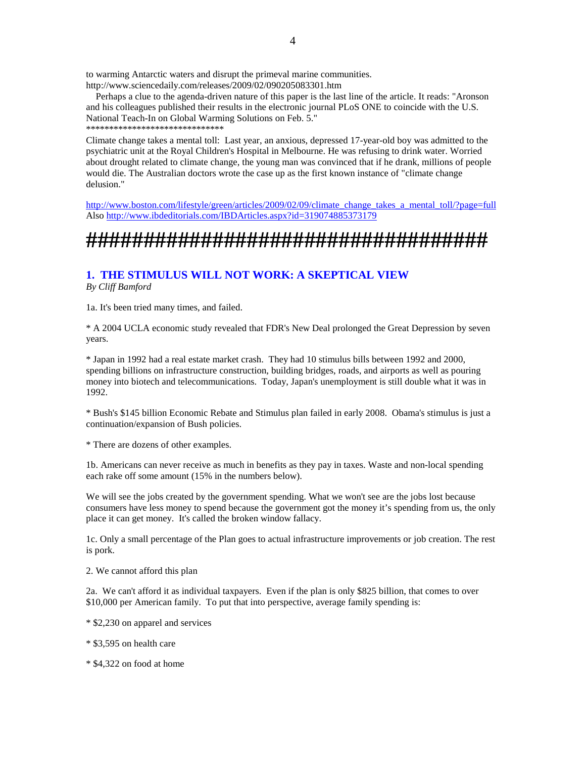to warming Antarctic waters and disrupt the primeval marine communities.
http://www.sciencedaily.com/releases/2009/02/090205083301.htm

Perhaps a clue to the agenda-driven nature of this paper is the last line of the article. It reads: "Aronson and his colleagues published their results in the electronic journal PLoS ONE to coincide with the U.S. National Teach-In on Global Warming Solutions on Feb. 5."
*******************************

Climate change takes a mental toll: Last year, an anxious, depressed 17-year-old boy was admitted to the psychiatric unit at the Royal Children's Hospital in Melbourne. He was refusing to drink water. Worried about drought related to climate change, the young man was convinced that if he drank, millions of people would die. The Australian doctors wrote the case up as the first known instance of "climate change delusion."

http://www.boston.com/lifestyle/green/articles/2009/02/09/climate_change_takes_a_mental_toll/?page=full
Also http://www.ibdeditorials.com/IBDArticles.aspx?id=319074885373179

**#####################################**

## 1. THE STIMULUS WILL NOT WORK: A SKEPTICAL VIEW

*By Cliff Bamford*

1a. It's been tried many times, and failed.

* A 2004 UCLA economic study revealed that FDR's New Deal prolonged the Great Depression by seven years.

* Japan in 1992 had a real estate market crash. They had 10 stimulus bills between 1992 and 2000, spending billions on infrastructure construction, building bridges, roads, and airports as well as pouring money into biotech and telecommunications. Today, Japan's unemployment is still double what it was in 1992.

* Bush's $145 billion Economic Rebate and Stimulus plan failed in early 2008. Obama's stimulus is just a continuation/expansion of Bush policies.

* There are dozens of other examples.

1b. Americans can never receive as much in benefits as they pay in taxes. Waste and non-local spending each rake off some amount (15% in the numbers below).

We will see the jobs created by the government spending. What we won't see are the jobs lost because consumers have less money to spend because the government got the money it's spending from us, the only place it can get money. It's called the broken window fallacy.

1c. Only a small percentage of the Plan goes to actual infrastructure improvements or job creation. The rest is pork.

2. We cannot afford this plan

2a. We can't afford it as individual taxpayers. Even if the plan is only $825 billion, that comes to over $10,000 per American family. To put that into perspective, average family spending is:

* $2,230 on apparel and services

* $3,595 on health care

* $4,322 on food at home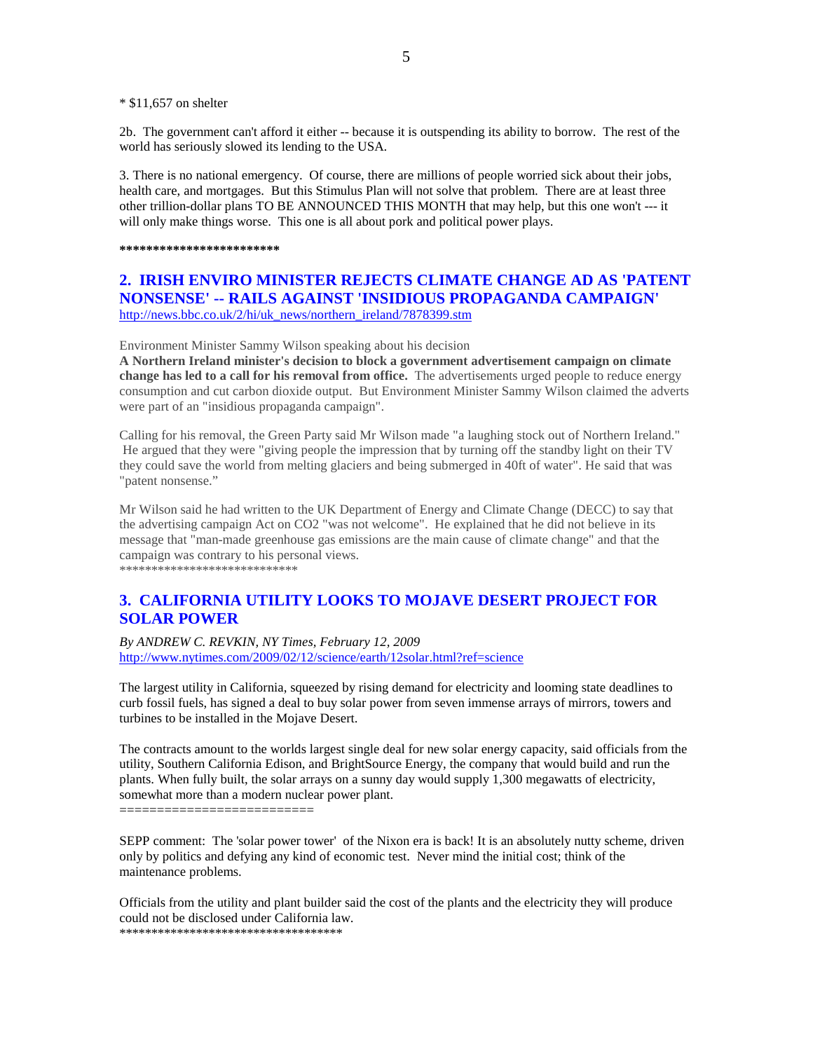* $11,657 on shelter

2b. The government can't afford it either -- because it is outspending its ability to borrow. The rest of the world has seriously slowed its lending to the USA.

3. There is no national emergency. Of course, there are millions of people worried sick about their jobs, health care, and mortgages. But this Stimulus Plan will not solve that problem. There are at least three other trillion-dollar plans TO BE ANNOUNCED THIS MONTH that may help, but this one won't --- it will only make things worse. This one is all about pork and political power plays.

************************

## 2. IRISH ENVIRO MINISTER REJECTS CLIMATE CHANGE AD AS 'PATENT NONSENSE' -- RAILS AGAINST 'INSIDIOUS PROPAGANDA CAMPAIGN'

http://news.bbc.co.uk/2/hi/uk_news/northern_ireland/7878399.stm

Environment Minister Sammy Wilson speaking about his decision

**A Northern Ireland minister's decision to block a government advertisement campaign on climate change has led to a call for his removal from office.** The advertisements urged people to reduce energy consumption and cut carbon dioxide output. But Environment Minister Sammy Wilson claimed the adverts were part of an "insidious propaganda campaign".

Calling for his removal, the Green Party said Mr Wilson made "a laughing stock out of Northern Ireland." He argued that they were "giving people the impression that by turning off the standby light on their TV they could save the world from melting glaciers and being submerged in 40ft of water". He said that was "patent nonsense."

Mr Wilson said he had written to the UK Department of Energy and Climate Change (DECC) to say that the advertising campaign Act on CO2 "was not welcome". He explained that he did not believe in its message that "man-made greenhouse gas emissions are the main cause of climate change" and that the campaign was contrary to his personal views.

****************************

## 3. CALIFORNIA UTILITY LOOKS TO MOJAVE DESERT PROJECT FOR SOLAR POWER

*By ANDREW C. REVKIN, NY Times, February 12, 2009*

http://www.nytimes.com/2009/02/12/science/earth/12solar.html?ref=science

The largest utility in California, squeezed by rising demand for electricity and looming state deadlines to curb fossil fuels, has signed a deal to buy solar power from seven immense arrays of mirrors, towers and turbines to be installed in the Mojave Desert.

The contracts amount to the worlds largest single deal for new solar energy capacity, said officials from the utility, Southern California Edison, and BrightSource Energy, the company that would build and run the plants. When fully built, the solar arrays on a sunny day would supply 1,300 megawatts of electricity, somewhat more than a modern nuclear power plant.

=========================

SEPP comment: The 'solar power tower' of the Nixon era is back! It is an absolutely nutty scheme, driven only by politics and defying any kind of economic test. Never mind the initial cost; think of the maintenance problems.

Officials from the utility and plant builder said the cost of the plants and the electricity they will produce could not be disclosed under California law.

***********************************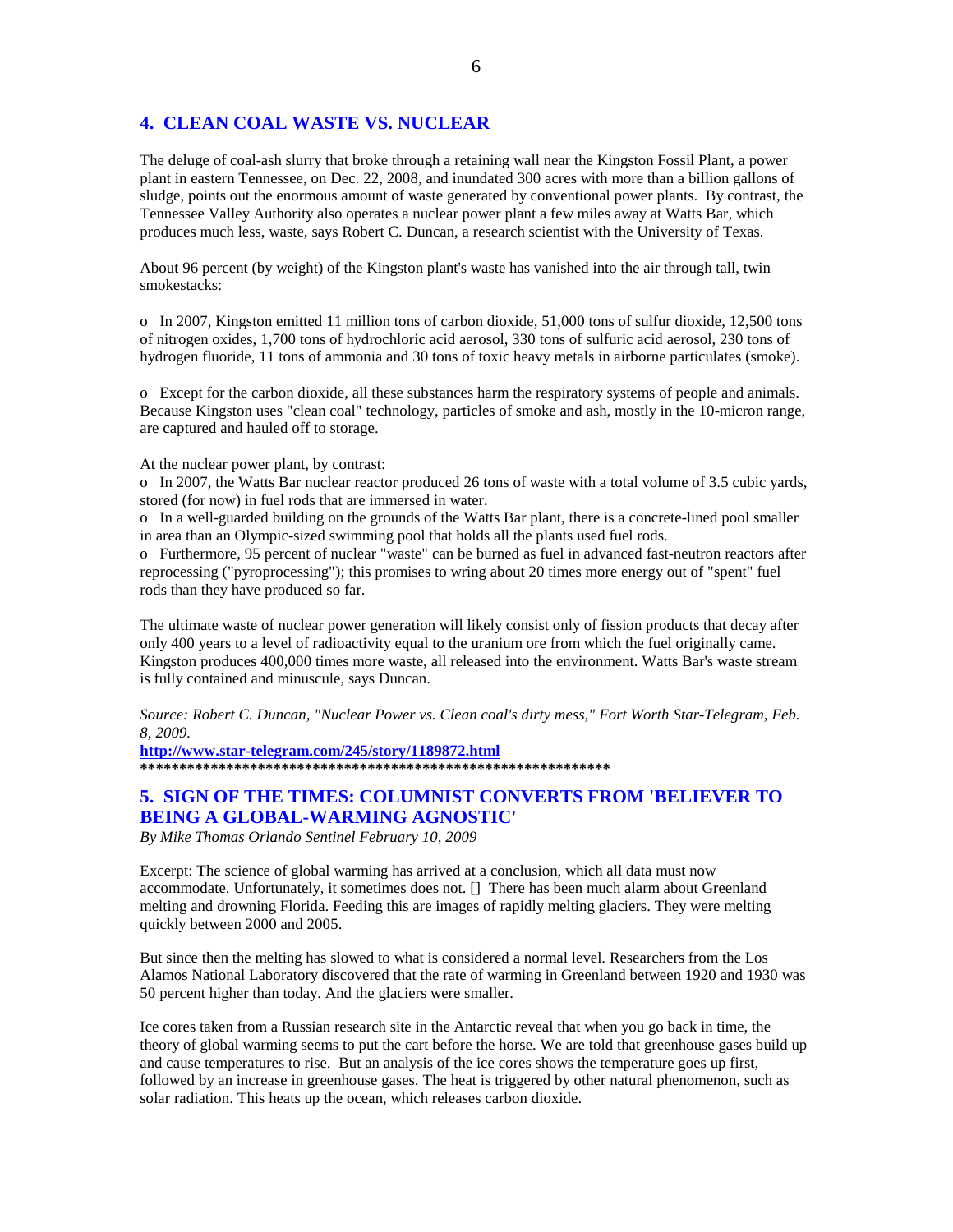## 4. CLEAN COAL WASTE VS. NUCLEAR

The deluge of coal-ash slurry that broke through a retaining wall near the Kingston Fossil Plant, a power plant in eastern Tennessee, on Dec. 22, 2008, and inundated 300 acres with more than a billion gallons of sludge, points out the enormous amount of waste generated by conventional power plants. By contrast, the Tennessee Valley Authority also operates a nuclear power plant a few miles away at Watts Bar, which produces much less, waste, says Robert C. Duncan, a research scientist with the University of Texas.

About 96 percent (by weight) of the Kingston plant's waste has vanished into the air through tall, twin smokestacks:

- In 2007, Kingston emitted 11 million tons of carbon dioxide, 51,000 tons of sulfur dioxide, 12,500 tons of nitrogen oxides, 1,700 tons of hydrochloric acid aerosol, 330 tons of sulfuric acid aerosol, 230 tons of hydrogen fluoride, 11 tons of ammonia and 30 tons of toxic heavy metals in airborne particulates (smoke).

- Except for the carbon dioxide, all these substances harm the respiratory systems of people and animals. Because Kingston uses "clean coal" technology, particles of smoke and ash, mostly in the 10-micron range, are captured and hauled off to storage.

At the nuclear power plant, by contrast:

- In 2007, the Watts Bar nuclear reactor produced 26 tons of waste with a total volume of 3.5 cubic yards, stored (for now) in fuel rods that are immersed in water.
- In a well-guarded building on the grounds of the Watts Bar plant, there is a concrete-lined pool smaller in area than an Olympic-sized swimming pool that holds all the plants used fuel rods.
- Furthermore, 95 percent of nuclear "waste" can be burned as fuel in advanced fast-neutron reactors after reprocessing ("pyroprocessing"); this promises to wring about 20 times more energy out of "spent" fuel rods than they have produced so far.

The ultimate waste of nuclear power generation will likely consist only of fission products that decay after only 400 years to a level of radioactivity equal to the uranium ore from which the fuel originally came. Kingston produces 400,000 times more waste, all released into the environment. Watts Bar's waste stream is fully contained and minuscule, says Duncan.

*Source: Robert C. Duncan, "Nuclear Power vs. Clean coal's dirty mess," Fort Worth Star-Telegram, Feb. 8, 2009.*

**http://www.star-telegram.com/245/story/1189872.html**

**************************************************************

## 5. SIGN OF THE TIMES: COLUMNIST CONVERTS FROM 'BELIEVER TO BEING A GLOBAL-WARMING AGNOSTIC'

*By Mike Thomas Orlando Sentinel February 10, 2009*

Excerpt: The science of global warming has arrived at a conclusion, which all data must now accommodate. Unfortunately, it sometimes does not. [] There has been much alarm about Greenland melting and drowning Florida. Feeding this are images of rapidly melting glaciers. They were melting quickly between 2000 and 2005.

But since then the melting has slowed to what is considered a normal level. Researchers from the Los Alamos National Laboratory discovered that the rate of warming in Greenland between 1920 and 1930 was 50 percent higher than today. And the glaciers were smaller.

Ice cores taken from a Russian research site in the Antarctic reveal that when you go back in time, the theory of global warming seems to put the cart before the horse. We are told that greenhouse gases build up and cause temperatures to rise. But an analysis of the ice cores shows the temperature goes up first, followed by an increase in greenhouse gases. The heat is triggered by other natural phenomenon, such as solar radiation. This heats up the ocean, which releases carbon dioxide.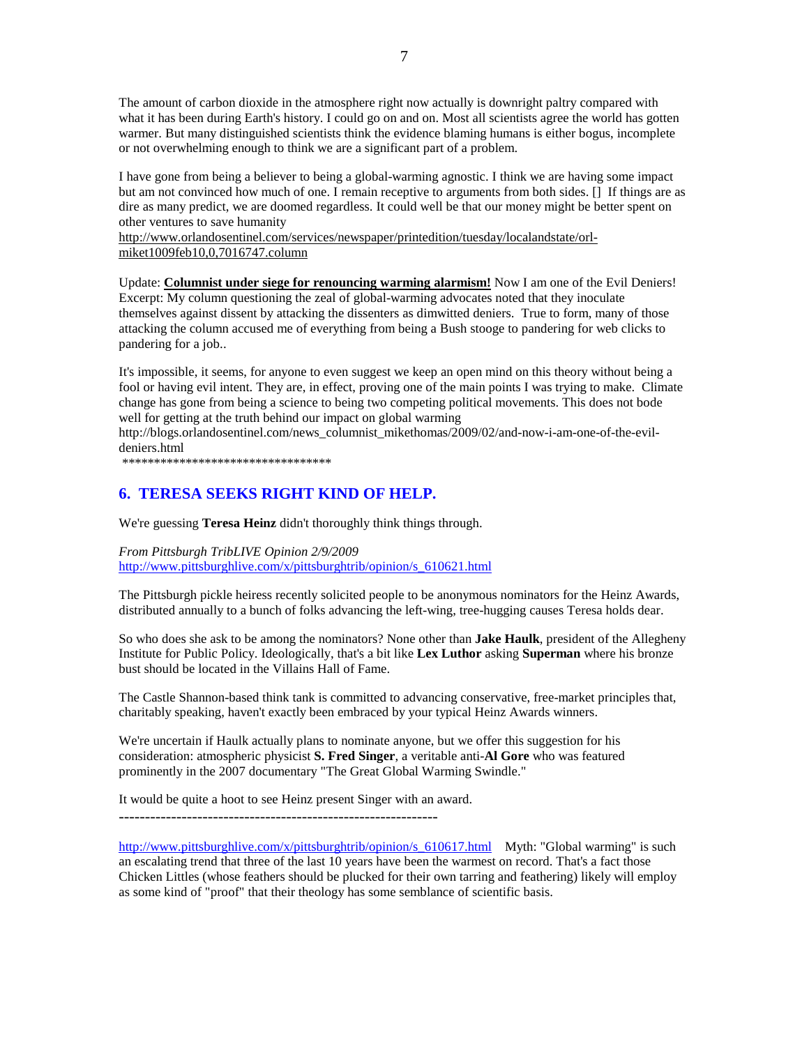The amount of carbon dioxide in the atmosphere right now actually is downright paltry compared with what it has been during Earth's history. I could go on and on. Most all scientists agree the world has gotten warmer. But many distinguished scientists think the evidence blaming humans is either bogus, incomplete or not overwhelming enough to think we are a significant part of a problem.

I have gone from being a believer to being a global-warming agnostic. I think we are having some impact but am not convinced how much of one. I remain receptive to arguments from both sides. [] If things are as dire as many predict, we are doomed regardless. It could well be that our money might be better spent on other ventures to save humanity
http://www.orlandosentinel.com/services/newspaper/printedition/tuesday/localandstate/orl-miket1009feb10,0,7016747.column

Update: **Columnist under siege for renouncing warming alarmism!** Now I am one of the Evil Deniers! Excerpt: My column questioning the zeal of global-warming advocates noted that they inoculate themselves against dissent by attacking the dissenters as dimwitted deniers. True to form, many of those attacking the column accused me of everything from being a Bush stooge to pandering for web clicks to pandering for a job..

It's impossible, it seems, for anyone to even suggest we keep an open mind on this theory without being a fool or having evil intent. They are, in effect, proving one of the main points I was trying to make. Climate change has gone from being a science to being two competing political movements. This does not bode well for getting at the truth behind our impact on global warming
http://blogs.orlandosentinel.com/news_columnist_mikethomas/2009/02/and-now-i-am-one-of-the-evil-deniers.html
**********************************

## 6. TERESA SEEKS RIGHT KIND OF HELP.

We're guessing **Teresa Heinz** didn't thoroughly think things through.

*From Pittsburgh TribLIVE Opinion 2/9/2009*
http://www.pittsburghlive.com/x/pittsburghtrib/opinion/s_610621.html

The Pittsburgh pickle heiress recently solicited people to be anonymous nominators for the Heinz Awards, distributed annually to a bunch of folks advancing the left-wing, tree-hugging causes Teresa holds dear.

So who does she ask to be among the nominators? None other than **Jake Haulk**, president of the Allegheny Institute for Public Policy. Ideologically, that's a bit like **Lex Luthor** asking **Superman** where his bronze bust should be located in the Villains Hall of Fame.

The Castle Shannon-based think tank is committed to advancing conservative, free-market principles that, charitably speaking, haven't exactly been embraced by your typical Heinz Awards winners.

We're uncertain if Haulk actually plans to nominate anyone, but we offer this suggestion for his consideration: atmospheric physicist **S. Fred Singer**, a veritable anti-**Al Gore** who was featured prominently in the 2007 documentary "The Great Global Warming Swindle."

It would be quite a hoot to see Heinz present Singer with an award.

-------------------------------------------------------------

http://www.pittsburghlive.com/x/pittsburghtrib/opinion/s_610617.html Myth: "Global warming" is such an escalating trend that three of the last 10 years have been the warmest on record. That's a fact those Chicken Littles (whose feathers should be plucked for their own tarring and feathering) likely will employ as some kind of "proof" that their theology has some semblance of scientific basis.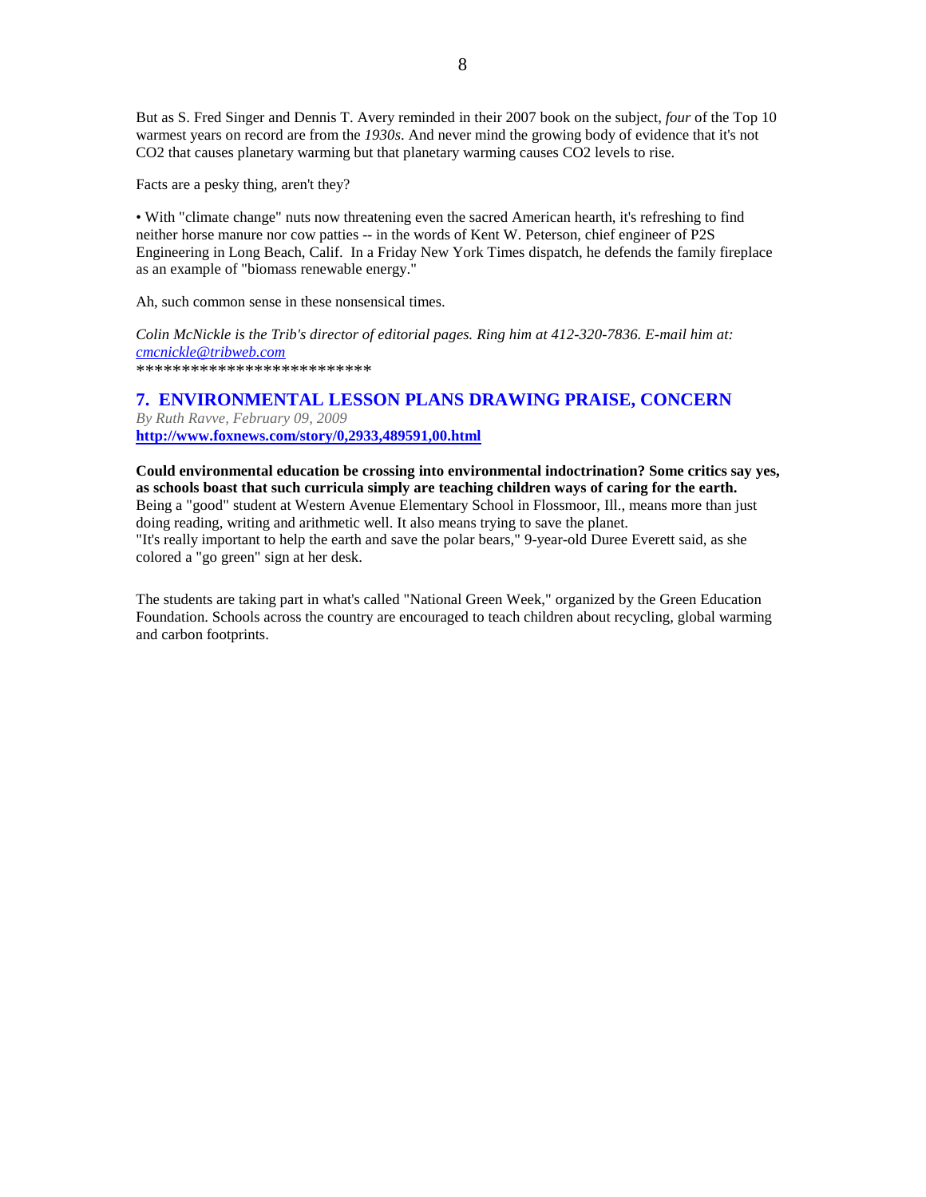But as S. Fred Singer and Dennis T. Avery reminded in their 2007 book on the subject, *four* of the Top 10 warmest years on record are from the *1930s*. And never mind the growing body of evidence that it's not CO2 that causes planetary warming but that planetary warming causes CO2 levels to rise.

Facts are a pesky thing, aren't they?

• With "climate change" nuts now threatening even the sacred American hearth, it's refreshing to find neither horse manure nor cow patties -- in the words of Kent W. Peterson, chief engineer of P2S Engineering in Long Beach, Calif. In a Friday New York Times dispatch, he defends the family fireplace as an example of "biomass renewable energy."

Ah, such common sense in these nonsensical times.

*Colin McNickle is the Trib's director of editorial pages. Ring him at 412-320-7836. E-mail him at: cmcnickle@tribweb.com*

**************************

## 7. ENVIRONMENTAL LESSON PLANS DRAWING PRAISE, CONCERN

*By Ruth Ravve, February 09, 2009*

**http://www.foxnews.com/story/0,2933,489591,00.html**

**Could environmental education be crossing into environmental indoctrination? Some critics say yes, as schools boast that such curricula simply are teaching children ways of caring for the earth.**
Being a "good" student at Western Avenue Elementary School in Flossmoor, Ill., means more than just doing reading, writing and arithmetic well. It also means trying to save the planet.
"It's really important to help the earth and save the polar bears," 9-year-old Duree Everett said, as she colored a "go green" sign at her desk.

The students are taking part in what's called "National Green Week," organized by the Green Education Foundation. Schools across the country are encouraged to teach children about recycling, global warming and carbon footprints.